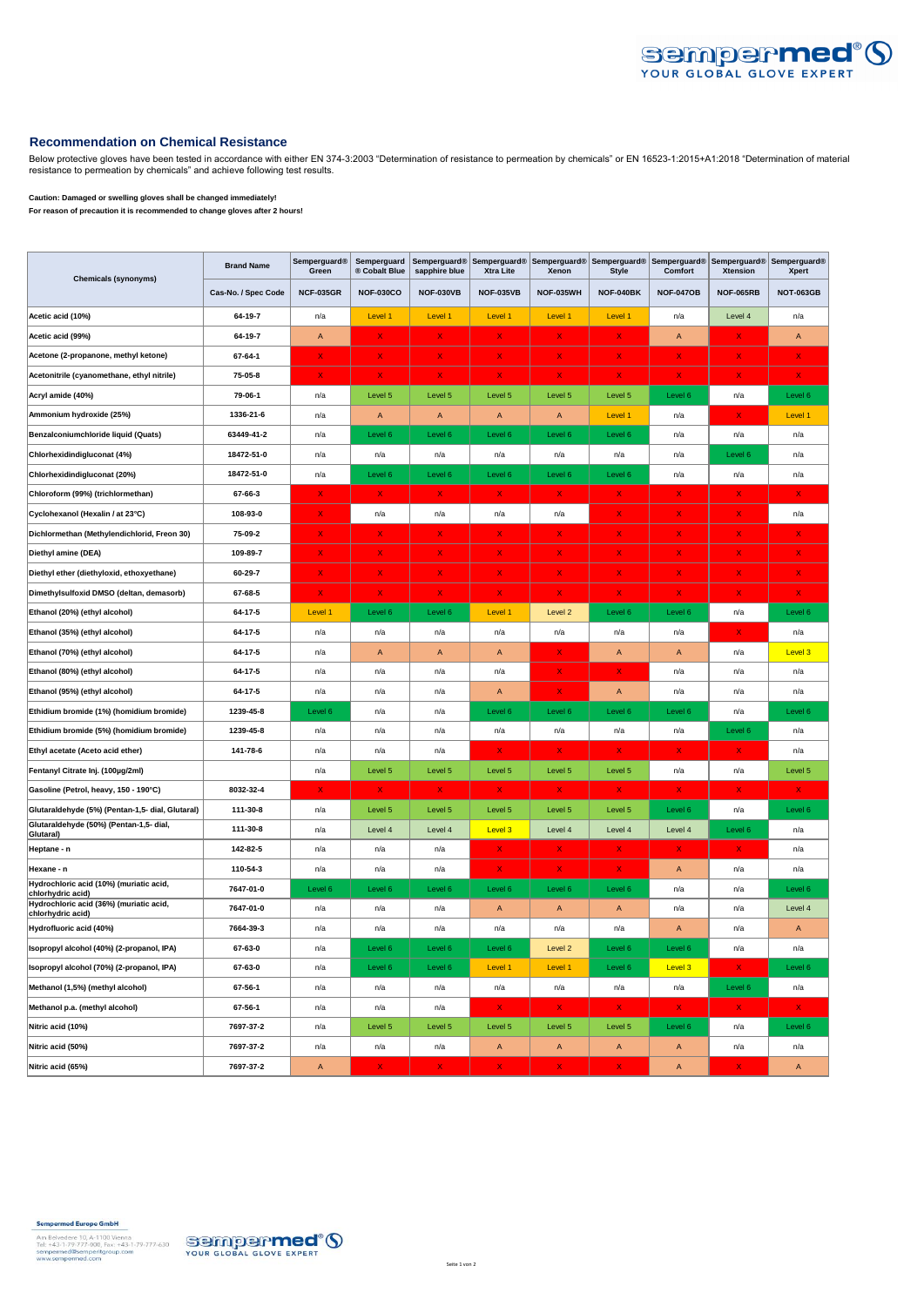## Recommendation on Chemical Resistance

Below protective gloves have been tested in accordance with either EN 374-3:2003 "Determination of resistance to permeation by chemicals" or EN 16523-1:2015+A1:2018 "Determination of material resistance to permeation by chemicals" and achieve following test results.

**Caution: Damaged or swelling gloves shall be changed immediately!**

**For reason of precaution it is recommended to change gloves after 2 hours!**

| Chemicals (synonyms) | Brand Name | Semperguard® Green | Semperguard ® Cobalt Blue | Semperguard® sapphire blue | Semperguard® Xtra Lite | Semperguard® Xenon | Semperguard® Style | Semperguard® Comfort | Semperguard® Xtension | Semperguard® Xpert |
|---|---|---|---|---|---|---|---|---|---|---|
| | Cas-No. / Spec Code | NCF-035GR | NOF-030CO | NOF-030VB | NOF-035VB | NOF-035WH | NOF-040BK | NOF-047OB | NOF-065RB | NOT-063GB |
| Acetic acid (10%) | 64-19-7 | n/a | Level 1 | Level 1 | Level 1 | Level 1 | Level 1 | n/a | Level 4 | n/a |
| Acetic acid (99%) | 64-19-7 | A | X | X | X | X | X | A | X | A |
| Acetone (2-propanone, methyl ketone) | 67-64-1 | X | X | X | X | X | X | X | X | X |
| Acetonitrile (cyanomethane, ethyl nitrile) | 75-05-8 | X | X | X | X | X | X | X | X | X |
| Acryl amide (40%) | 79-06-1 | n/a | Level 5 | Level 5 | Level 5 | Level 5 | Level 5 | Level 6 | n/a | Level 6 |
| Ammonium hydroxide (25%) | 1336-21-6 | n/a | A | A | A | A | Level 1 | n/a | X | Level 1 |
| Benzalconiumchloride liquid (Quats) | 63449-41-2 | n/a | Level 6 | Level 6 | Level 6 | Level 6 | Level 6 | n/a | n/a | n/a |
| Chlorhexidindigluconat (4%) | 18472-51-0 | n/a | n/a | n/a | n/a | n/a | n/a | n/a | Level 6 | n/a |
| Chlorhexidindigluconat (20%) | 18472-51-0 | n/a | Level 6 | Level 6 | Level 6 | Level 6 | Level 6 | n/a | n/a | n/a |
| Chloroform (99%) (trichlormethan) | 67-66-3 | X | X | X | X | X | X | X | X | X |
| Cyclohexanol (Hexalin / at 23°C) | 108-93-0 | X | n/a | n/a | n/a | n/a | X | X | X | n/a |
| Dichlormethan (Methylendichlorid, Freon 30) | 75-09-2 | X | X | X | X | X | X | X | X | X |
| Diethyl amine (DEA) | 109-89-7 | X | X | X | X | X | X | X | X | X |
| Diethyl ether (diethyloxid, ethoxyethane) | 60-29-7 | X | X | X | X | X | X | X | X | X |
| Dimethylsulfoxid DMSO (deltan, demasorb) | 67-68-5 | X | X | X | X | X | X | X | X | X |
| Ethanol (20%) (ethyl alcohol) | 64-17-5 | Level 1 | Level 6 | Level 6 | Level 1 | Level 2 | Level 6 | Level 6 | n/a | Level 6 |
| Ethanol (35%) (ethyl alcohol) | 64-17-5 | n/a | n/a | n/a | n/a | n/a | n/a | n/a | X | n/a |
| Ethanol (70%) (ethyl alcohol) | 64-17-5 | n/a | A | A | A | X | A | A | n/a | Level 3 |
| Ethanol (80%) (ethyl alcohol) | 64-17-5 | n/a | n/a | n/a | n/a | X | X | n/a | n/a | n/a |
| Ethanol (95%) (ethyl alcohol) | 64-17-5 | n/a | n/a | n/a | A | X | A | n/a | n/a | n/a |
| Ethidium bromide (1%) (homidium bromide) | 1239-45-8 | Level 6 | n/a | n/a | Level 6 | Level 6 | Level 6 | Level 6 | n/a | Level 6 |
| Ethidium bromide (5%) (homidium bromide) | 1239-45-8 | n/a | n/a | n/a | n/a | n/a | n/a | n/a | Level 6 | n/a |
| Ethyl acetate (Aceto acid ether) | 141-78-6 | n/a | n/a | n/a | X | X | X | X | X | n/a |
| Fentanyl Citrate Inj. (100µg/2ml) | | n/a | Level 5 | Level 5 | Level 5 | Level 5 | Level 5 | n/a | n/a | Level 5 |
| Gasoline (Petrol, heavy, 150 - 190°C) | 8032-32-4 | X | X | X | X | X | X | X | X | X |
| Glutaraldehyde (5%) (Pentan-1,5- dial, Glutaral) | 111-30-8 | n/a | Level 5 | Level 5 | Level 5 | Level 5 | Level 5 | Level 6 | n/a | Level 6 |
| Glutaraldehyde (50%) (Pentan-1,5- dial, Glutaral) | 111-30-8 | n/a | Level 4 | Level 4 | Level 3 | Level 4 | Level 4 | Level 4 | Level 6 | n/a |
| Heptane - n | 142-82-5 | n/a | n/a | n/a | X | X | X | X | X | n/a |
| Hexane - n | 110-54-3 | n/a | n/a | n/a | X | X | X | A | n/a | n/a |
| Hydrochloric acid (10%) (muriatic acid, chlorhydric acid) | 7647-01-0 | Level 6 | Level 6 | Level 6 | Level 6 | Level 6 | Level 6 | n/a | n/a | Level 6 |
| Hydrochloric acid (36%) (muriatic acid, chlorhydric acid) | 7647-01-0 | n/a | n/a | n/a | A | A | A | n/a | n/a | Level 4 |
| Hydrofluoric acid (40%) | 7664-39-3 | n/a | n/a | n/a | n/a | n/a | n/a | A | n/a | A |
| Isopropyl alcohol (40%) (2-propanol, IPA) | 67-63-0 | n/a | Level 6 | Level 6 | Level 6 | Level 2 | Level 6 | Level 6 | n/a | n/a |
| Isopropyl alcohol (70%) (2-propanol, IPA) | 67-63-0 | n/a | Level 6 | Level 6 | Level 1 | Level 1 | Level 6 | Level 3 | X | Level 6 |
| Methanol (1,5%) (methyl alcohol) | 67-56-1 | n/a | n/a | n/a | n/a | n/a | n/a | n/a | Level 6 | n/a |
| Methanol p.a. (methyl alcohol) | 67-56-1 | n/a | n/a | n/a | X | X | X | X | X | X |
| Nitric acid (10%) | 7697-37-2 | n/a | Level 5 | Level 5 | Level 5 | Level 5 | Level 5 | Level 6 | n/a | Level 6 |
| Nitric acid (50%) | 7697-37-2 | n/a | n/a | n/a | A | A | A | A | n/a | n/a |
| Nitric acid (65%) | 7697-37-2 | A | X | X | X | X | X | A | X | A |

**Sempermed Europe GmbH**

Am Belvedere 10, A-1100 Vienna
Tel: +43-1-79-777-900, Fax: +43-1-79-777-630
sempermed@semperitgroup.com
www.sempermed.com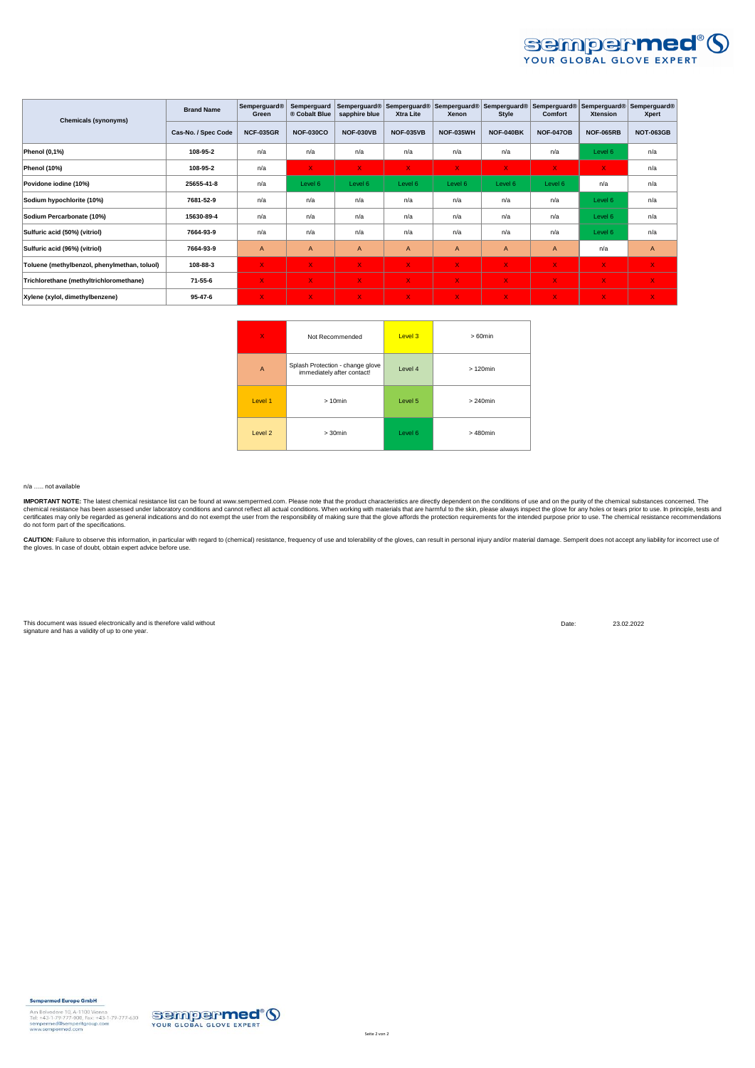| Chemicals (synonyms) | Brand Name | Semperguard® Green | Semperguard ® Cobalt Blue | Semperguard® sapphire blue | Semperguard® Xtra Lite | Semperguard® Xenon | Semperguard® Style | Semperguard® Comfort | Semperguard® Xtension | Semperguard® Xpert |
|---|---|---|---|---|---|---|---|---|---|---|
| | Cas-No. / Spec Code | NCF-035GR | NOF-030CO | NOF-030VB | NOF-035VB | NOF-035WH | NOF-040BK | NOF-047OB | NOF-065RB | NOT-063GB |
| Phenol (0,1%) | 108-95-2 | n/a | n/a | n/a | n/a | n/a | n/a | n/a | Level 6 | n/a |
| Phenol (10%) | 108-95-2 | n/a | X | X | X | X | X | X | X | n/a |
| Povidone iodine (10%) | 25655-41-8 | n/a | Level 6 | Level 6 | Level 6 | Level 6 | Level 6 | Level 6 | n/a | n/a |
| Sodium hypochlorite (10%) | 7681-52-9 | n/a | n/a | n/a | n/a | n/a | n/a | n/a | Level 6 | n/a |
| Sodium Percarbonate (10%) | 15630-89-4 | n/a | n/a | n/a | n/a | n/a | n/a | n/a | Level 6 | n/a |
| Sulfuric acid (50%) (vitriol) | 7664-93-9 | n/a | n/a | n/a | n/a | n/a | n/a | n/a | Level 6 | n/a |
| Sulfuric acid (96%) (vitriol) | 7664-93-9 | A | A | A | A | A | A | A | n/a | A |
| Toluene (methylbenzol, phenylmethan, toluol) | 108-88-3 | X | X | X | X | X | X | X | X | X |
| Trichlorethane (methyltrichloromethane) | 71-55-6 | X | X | X | X | X | X | X | X | X |
| Xylene (xylol, dimethylbenzene) | 95-47-6 | X | X | X | X | X | X | X | X | X |

| | | | |
|---|---|---|---|
| X | Not Recommended | Level 3 | > 60min |
| A | Splash Protection - change glove immediately after contact! | Level 4 | > 120min |
| Level 1 | > 10min | Level 5 | > 240min |
| Level 2 | > 30min | Level 6 | > 480min |

n/a ..... not available

**IMPORTANT NOTE:** The latest chemical resistance list can be found at www.sempermed.com. Please note that the product characteristics are directly dependent on the conditions of use and on the purity of the chemical substances concerned. The chemical resistance has been assessed under laboratory conditions and cannot reflect all actual conditions. When working with materials that are harmful to the skin, please always inspect the glove for any holes or tears prior to use. In principle, tests and certificates may only be regarded as general indications and do not exempt the user from the responsibility of making sure that the glove affords the protection requirements for the intended purpose prior to use. The chemical resistance recommendations do not form part of the specifications.

**CAUTION:** Failure to observe this information, in particular with regard to (chemical) resistance, frequency of use and tolerability of the gloves, can result in personal injury and/or material damage. Semperit does not accept any liability for incorrect use of the gloves. In case of doubt, obtain expert advice before use.

This document was issued electronically and is therefore valid without signature and has a validity of up to one year.

Date: 23.02.2022

**Sempermed Europe GmbH**

Am Belvedere 10, A-1100 Vienna
Tel: +43-1-79-777-900, Fax: +43-1-79-777-630
sempermed@semperitgroup.com
www.sempermed.com